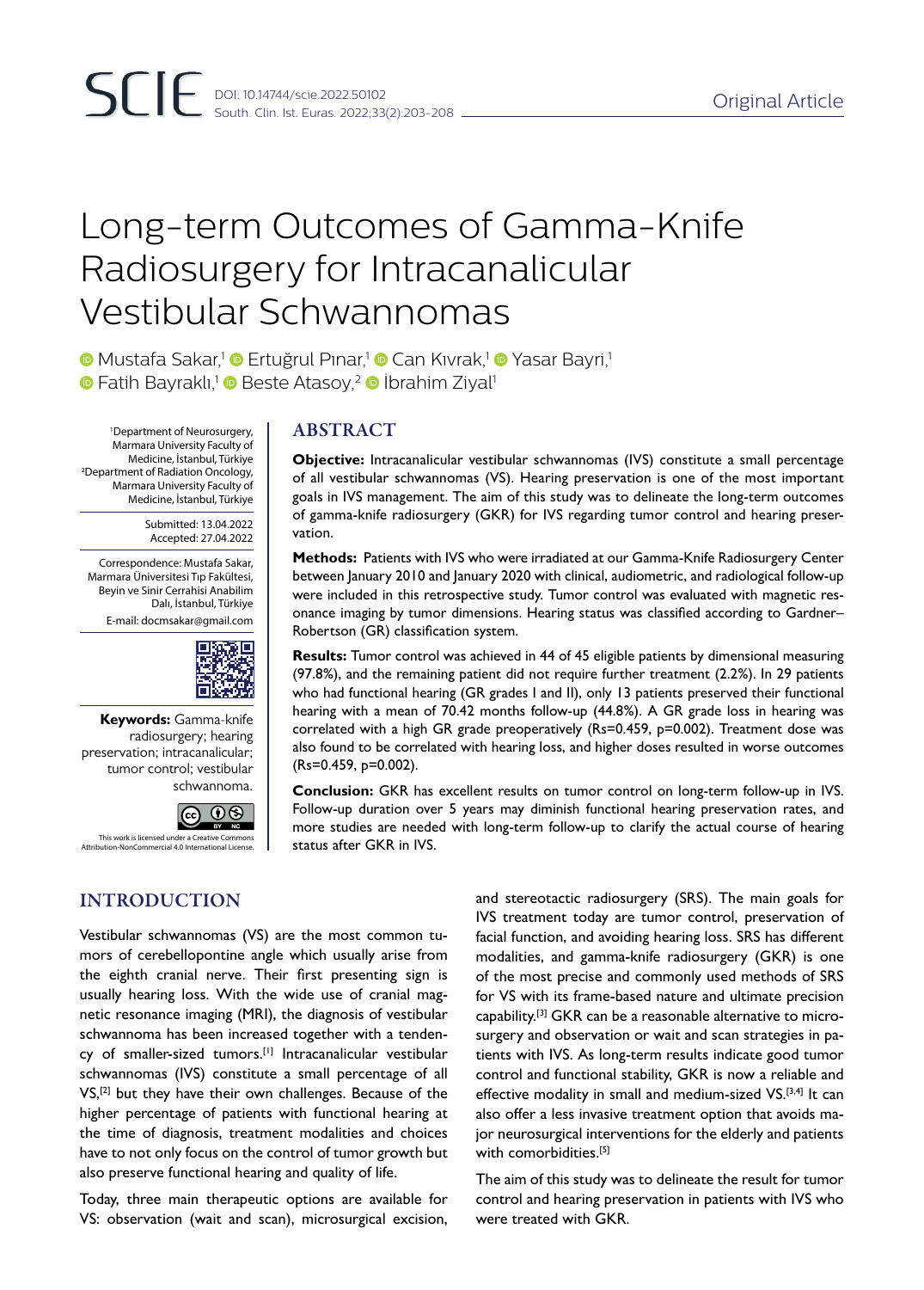# Long-term Outcomes of Gamma-Knife Radiosurgery for Intracanalicular Vestibular Schwannomas

Mustafa Sakar,[1] Ertuğrul Pınar,[1] Can Kıvrak,[1] Yasar Bayri,[1] Fatih Bayraklı,[1] Beste Atasoy,[2] İbrahim Ziyal[1]

[1]Department of Neurosurgery, Marmara University Faculty of Medicine, İstanbul, Türkiye
[2]Department of Radiation Oncology, Marmara University Faculty of Medicine, İstanbul, Türkiye

Submitted: 13.04.2022
Accepted: 27.04.2022

Correspondence: Mustafa Sakar, Marmara Üniversitesi Tıp Fakültesi, Beyin ve Sinir Cerrahisi Anabilim Dalı, İstanbul, Türkiye
E-mail: docmsakar@gmail.com

**Keywords:** Gamma-knife radiosurgery; hearing preservation; intracanalicular; tumor control; vestibular schwannoma.

This work is licensed under a Creative Commons Attribution-NonCommercial 4.0 International License.

## ABSTRACT

**Objective:** Intracanalicular vestibular schwannomas (IVS) constitute a small percentage of all vestibular schwannomas (VS). Hearing preservation is one of the most important goals in IVS management. The aim of this study was to delineate the long-term outcomes of gamma-knife radiosurgery (GKR) for IVS regarding tumor control and hearing preservation.

**Methods:** Patients with IVS who were irradiated at our Gamma-Knife Radiosurgery Center between January 2010 and January 2020 with clinical, audiometric, and radiological follow-up were included in this retrospective study. Tumor control was evaluated with magnetic resonance imaging by tumor dimensions. Hearing status was classified according to Gardner–Robertson (GR) classification system.

**Results:** Tumor control was achieved in 44 of 45 eligible patients by dimensional measuring (97.8%), and the remaining patient did not require further treatment (2.2%). In 29 patients who had functional hearing (GR grades I and II), only 13 patients preserved their functional hearing with a mean of 70.42 months follow-up (44.8%). A GR grade loss in hearing was correlated with a high GR grade preoperatively (Rs=0.459, p=0.002). Treatment dose was also found to be correlated with hearing loss, and higher doses resulted in worse outcomes (Rs=0.459, p=0.002).

**Conclusion:** GKR has excellent results on tumor control on long-term follow-up in IVS. Follow-up duration over 5 years may diminish functional hearing preservation rates, and more studies are needed with long-term follow-up to clarify the actual course of hearing status after GKR in IVS.

## INTRODUCTION

Vestibular schwannomas (VS) are the most common tumors of cerebellopontine angle which usually arise from the eighth cranial nerve. Their first presenting sign is usually hearing loss. With the wide use of cranial magnetic resonance imaging (MRI), the diagnosis of vestibular schwannoma has been increased together with a tendency of smaller-sized tumors.[1] Intracanalicular vestibular schwannomas (IVS) constitute a small percentage of all VS,[2] but they have their own challenges. Because of the higher percentage of patients with functional hearing at the time of diagnosis, treatment modalities and choices have to not only focus on the control of tumor growth but also preserve functional hearing and quality of life.

Today, three main therapeutic options are available for VS: observation (wait and scan), microsurgical excision, and stereotactic radiosurgery (SRS). The main goals for IVS treatment today are tumor control, preservation of facial function, and avoiding hearing loss. SRS has different modalities, and gamma-knife radiosurgery (GKR) is one of the most precise and commonly used methods of SRS for VS with its frame-based nature and ultimate precision capability.[3] GKR can be a reasonable alternative to microsurgery and observation or wait and scan strategies in patients with IVS. As long-term results indicate good tumor control and functional stability, GKR is now a reliable and effective modality in small and medium-sized VS.[3,4] It can also offer a less invasive treatment option that avoids major neurosurgical interventions for the elderly and patients with comorbidities.[5]

The aim of this study was to delineate the result for tumor control and hearing preservation in patients with IVS who were treated with GKR.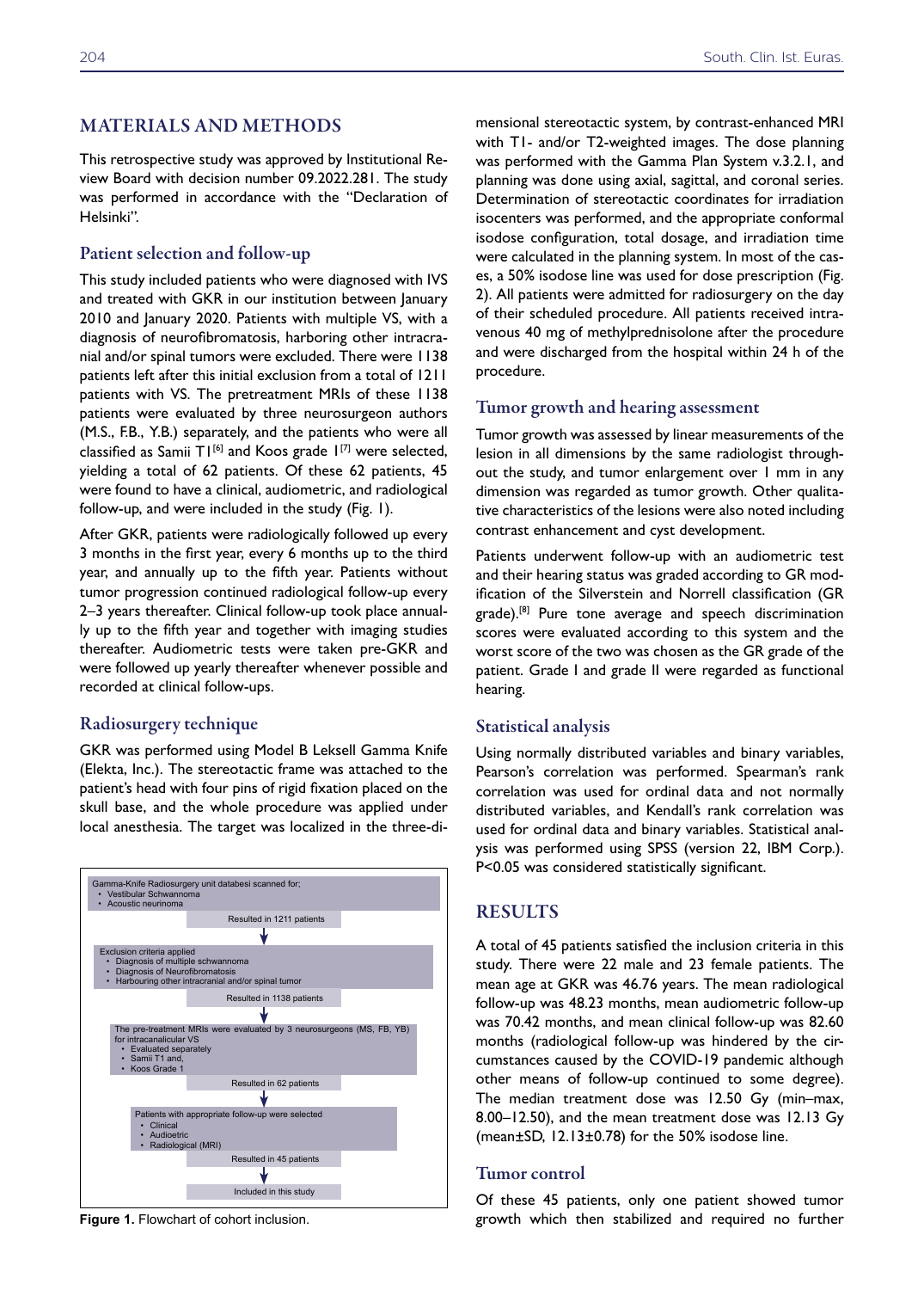## MATERIALS AND METHODS

This retrospective study was approved by Institutional Review Board with decision number 09.2022.281. The study was performed in accordance with the "Declaration of Helsinki".

### Patient selection and follow-up

This study included patients who were diagnosed with IVS and treated with GKR in our institution between January 2010 and January 2020. Patients with multiple VS, with a diagnosis of neurofibromatosis, harboring other intracranial and/or spinal tumors were excluded. There were 1138 patients left after this initial exclusion from a total of 1211 patients with VS. The pretreatment MRIs of these 1138 patients were evaluated by three neurosurgeon authors (M.S., F.B., Y.B.) separately, and the patients who were all classified as Samii T1[6] and Koos grade I[7] were selected, yielding a total of 62 patients. Of these 62 patients, 45 were found to have a clinical, audiometric, and radiological follow-up, and were included in the study (Fig. 1).

After GKR, patients were radiologically followed up every 3 months in the first year, every 6 months up to the third year, and annually up to the fifth year. Patients without tumor progression continued radiological follow-up every 2–3 years thereafter. Clinical follow-up took place annually up to the fifth year and together with imaging studies thereafter. Audiometric tests were taken pre-GKR and were followed up yearly thereafter whenever possible and recorded at clinical follow-ups.

### Radiosurgery technique

GKR was performed using Model B Leksell Gamma Knife (Elekta, Inc.). The stereotactic frame was attached to the patient's head with four pins of rigid fixation placed on the skull base, and the whole procedure was applied under local anesthesia. The target was localized in the three-dimensional stereotactic system, by contrast-enhanced MRI with T1- and/or T2-weighted images. The dose planning was performed with the Gamma Plan System v.3.2.1, and planning was done using axial, sagittal, and coronal series. Determination of stereotactic coordinates for irradiation isocenters was performed, and the appropriate conformal isodose configuration, total dosage, and irradiation time were calculated in the planning system. In most of the cases, a 50% isodose line was used for dose prescription (Fig. 2). All patients were admitted for radiosurgery on the day of their scheduled procedure. All patients received intravenous 40 mg of methylprednisolone after the procedure and were discharged from the hospital within 24 h of the procedure.

Gamma-Knife Radiosurgery unit databesi scanned for;
- Vestibular Schwannoma
- Acoustic neurinoma

Resulted in 1211 patients

Exclusion criteria applied
- Diagnosis of multiple schwannoma
- Diagnosis of Neurofibromatosis
- Harbouring other intracranial and/or spinal tumor

Resulted in 1138 patients

The pre-treatment MRIs were evaluated by 3 neurosurgeons (MS, FB, YB) for intracanalicular VS
- Evaluated separately
- Samii T1 and,
- Koos Grade 1

Resulted in 62 patients

Patients with appropriate follow-up were selected
- Clinical
- Audioetric
- Radiological (MRI)

Resulted in 45 patients

Included in this study

**Figure 1.** Flowchart of cohort inclusion.

### Tumor growth and hearing assessment

Tumor growth was assessed by linear measurements of the lesion in all dimensions by the same radiologist throughout the study, and tumor enlargement over 1 mm in any dimension was regarded as tumor growth. Other qualitative characteristics of the lesions were also noted including contrast enhancement and cyst development.

Patients underwent follow-up with an audiometric test and their hearing status was graded according to GR modification of the Silverstein and Norrell classification (GR grade).[8] Pure tone average and speech discrimination scores were evaluated according to this system and the worst score of the two was chosen as the GR grade of the patient. Grade I and grade II were regarded as functional hearing.

### Statistical analysis

Using normally distributed variables and binary variables, Pearson's correlation was performed. Spearman's rank correlation was used for ordinal data and not normally distributed variables, and Kendall's rank correlation was used for ordinal data and binary variables. Statistical analysis was performed using SPSS (version 22, IBM Corp.). $P<0.05$ was considered statistically significant.

## RESULTS

A total of 45 patients satisfied the inclusion criteria in this study. There were 22 male and 23 female patients. The mean age at GKR was 46.76 years. The mean radiological follow-up was 48.23 months, mean audiometric follow-up was 70.42 months, and mean clinical follow-up was 82.60 months (radiological follow-up was hindered by the circumstances caused by the COVID-19 pandemic although other means of follow-up continued to some degree). The median treatment dose was 12.50 Gy (min–max, 8.00–12.50), and the mean treatment dose was 12.13 Gy (mean±SD, 12.13±0.78) for the 50% isodose line.

### Tumor control

Of these 45 patients, only one patient showed tumor growth which then stabilized and required no further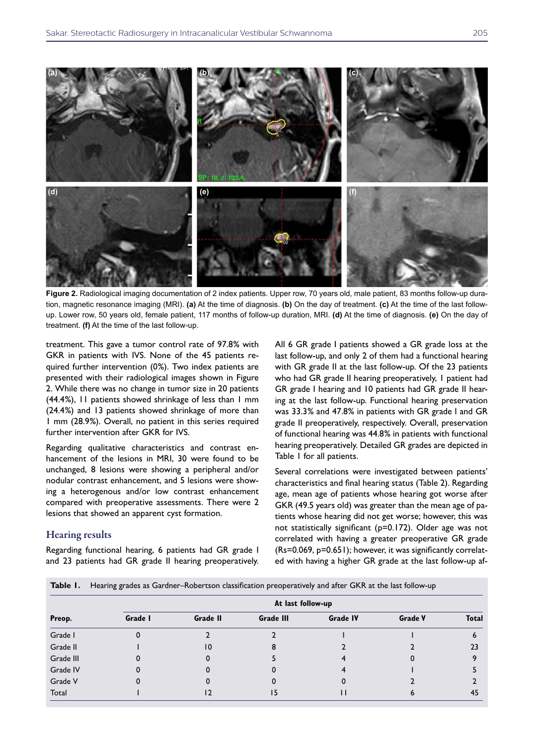**Figure 2.** Radiological imaging documentation of 2 index patients. Upper row, 70 years old, male patient, 83 months follow-up duration, magnetic resonance imaging (MRI). **(a)** At the time of diagnosis. **(b)** On the day of treatment. **(c)** At the time of the last follow-up. Lower row, 50 years old, female patient, 117 months of follow-up duration, MRI. **(d)** At the time of diagnosis. **(e)** On the day of treatment. **(f)** At the time of the last follow-up.

treatment. This gave a tumor control rate of 97.8% with GKR in patients with IVS. None of the 45 patients required further intervention (0%). Two index patients are presented with their radiological images shown in Figure 2. While there was no change in tumor size in 20 patients (44.4%), 11 patients showed shrinkage of less than 1 mm (24.4%) and 13 patients showed shrinkage of more than 1 mm (28.9%). Overall, no patient in this series required further intervention after GKR for IVS.

Regarding qualitative characteristics and contrast enhancement of the lesions in MRI, 30 were found to be unchanged, 8 lesions were showing a peripheral and/or nodular contrast enhancement, and 5 lesions were showing a heterogenous and/or low contrast enhancement compared with preoperative assessments. There were 2 lesions that showed an apparent cyst formation.

## Hearing results

Regarding functional hearing, 6 patients had GR grade I and 23 patients had GR grade II hearing preoperatively. All 6 GR grade I patients showed a GR grade loss at the last follow-up, and only 2 of them had a functional hearing with GR grade II at the last follow-up. Of the 23 patients who had GR grade II hearing preoperatively, 1 patient had GR grade I hearing and 10 patients had GR grade II hearing at the last follow-up. Functional hearing preservation was 33.3% and 47.8% in patients with GR grade I and GR grade II preoperatively, respectively. Overall, preservation of functional hearing was 44.8% in patients with functional hearing preoperatively. Detailed GR grades are depicted in Table 1 for all patients.

Several correlations were investigated between patients' characteristics and final hearing status (Table 2). Regarding age, mean age of patients whose hearing got worse after GKR (49.5 years old) was greater than the mean age of patients whose hearing did not get worse; however, this was not statistically significant (p=0.172). Older age was not correlated with having a greater preoperative GR grade (Rs=0.069, p=0.651); however, it was significantly correlated with having a higher GR grade at the last follow-up af-

**Table 1.** Hearing grades as Gardner–Robertson classification preoperatively and after GKR at the last follow-up

| Preop. | At last follow-up | | | | | |
|---|---|---|---|---|---|---|
| | **Grade I** | **Grade II** | **Grade III** | **Grade IV** | **Grade V** | **Total** |
| Grade I | 0 | 2 | 2 | 1 | 1 | 6 |
| Grade II | 1 | 10 | 8 | 2 | 2 | 23 |
| Grade III | 0 | 0 | 5 | 4 | 0 | 9 |
| Grade IV | 0 | 0 | 0 | 4 | 1 | 5 |
| Grade V | 0 | 0 | 0 | 0 | 2 | 2 |
| Total | 1 | 12 | 15 | 11 | 6 | 45 |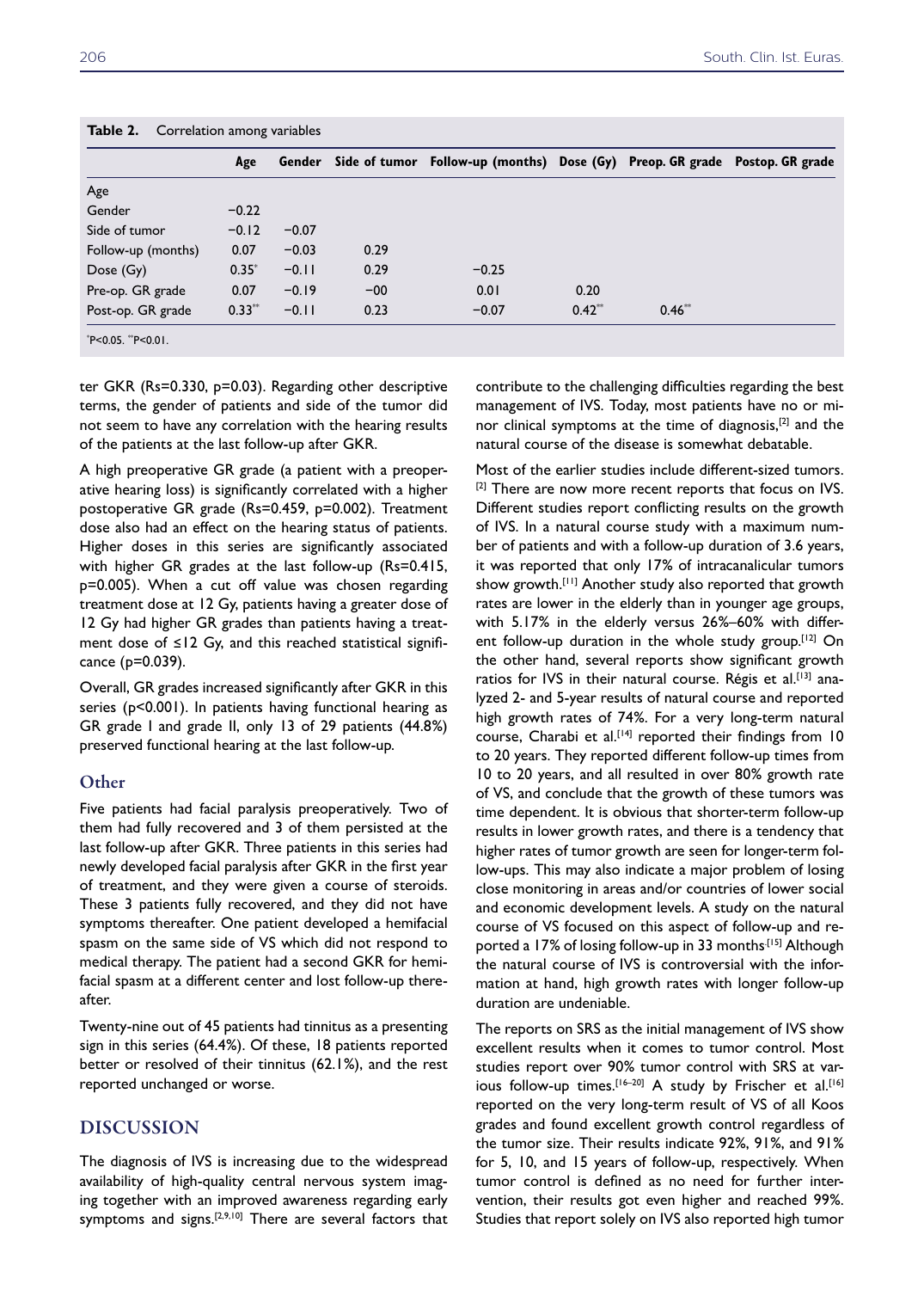**Table 2.** Correlation among variables

| | Age | Gender | Side of tumor | Follow-up (months) | Dose (Gy) | Preop. GR grade | Postop. GR grade |
|---|---|---|---|---|---|---|---|
| Age | | | | | | | |
| Gender | −0.22 | | | | | | |
| Side of tumor | −0.12 | −0.07 | | | | | |
| Follow-up (months) | 0.07 | −0.03 | 0.29 | | | | |
| Dose (Gy) | 0.35* | −0.11 | 0.29 | −0.25 | | | |
| Pre-op. GR grade | 0.07 | −0.19 | −00 | 0.01 | 0.20 | | |
| Post-op. GR grade | 0.33** | −0.11 | 0.23 | −0.07 | 0.42** | 0.46** | |

*P<0.05. **P<0.01.

ter GKR (Rs=0.330, p=0.03). Regarding other descriptive terms, the gender of patients and side of the tumor did not seem to have any correlation with the hearing results of the patients at the last follow-up after GKR.

A high preoperative GR grade (a patient with a preoperative hearing loss) is significantly correlated with a higher postoperative GR grade (Rs=0.459, p=0.002). Treatment dose also had an effect on the hearing status of patients. Higher doses in this series are significantly associated with higher GR grades at the last follow-up (Rs=0.415, p=0.005). When a cut off value was chosen regarding treatment dose at 12 Gy, patients having a greater dose of 12 Gy had higher GR grades than patients having a treatment dose of ≤12 Gy, and this reached statistical significance (p=0.039).

Overall, GR grades increased significantly after GKR in this series (p<0.001). In patients having functional hearing as GR grade I and grade II, only 13 of 29 patients (44.8%) preserved functional hearing at the last follow-up.

### Other

Five patients had facial paralysis preoperatively. Two of them had fully recovered and 3 of them persisted at the last follow-up after GKR. Three patients in this series had newly developed facial paralysis after GKR in the first year of treatment, and they were given a course of steroids. These 3 patients fully recovered, and they did not have symptoms thereafter. One patient developed a hemifacial spasm on the same side of VS which did not respond to medical therapy. The patient had a second GKR for hemifacial spasm at a different center and lost follow-up thereafter.

Twenty-nine out of 45 patients had tinnitus as a presenting sign in this series (64.4%). Of these, 18 patients reported better or resolved of their tinnitus (62.1%), and the rest reported unchanged or worse.

## DISCUSSION

The diagnosis of IVS is increasing due to the widespread availability of high-quality central nervous system imaging together with an improved awareness regarding early symptoms and signs.[2,9,10] There are several factors that contribute to the challenging difficulties regarding the best management of IVS. Today, most patients have no or minor clinical symptoms at the time of diagnosis,[2] and the natural course of the disease is somewhat debatable.

Most of the earlier studies include different-sized tumors.[2] There are now more recent reports that focus on IVS. Different studies report conflicting results on the growth of IVS. In a natural course study with a maximum number of patients and with a follow-up duration of 3.6 years, it was reported that only 17% of intracanalicular tumors show growth.[11] Another study also reported that growth rates are lower in the elderly than in younger age groups, with 5.17% in the elderly versus 26%–60% with different follow-up duration in the whole study group.[12] On the other hand, several reports show significant growth ratios for IVS in their natural course. Régis et al.[13] analyzed 2- and 5-year results of natural course and reported high growth rates of 74%. For a very long-term natural course, Charabi et al.[14] reported their findings from 10 to 20 years. They reported different follow-up times from 10 to 20 years, and all resulted in over 80% growth rate of VS, and conclude that the growth of these tumors was time dependent. It is obvious that shorter-term follow-up results in lower growth rates, and there is a tendency that higher rates of tumor growth are seen for longer-term follow-ups. This may also indicate a major problem of losing close monitoring in areas and/or countries of lower social and economic development levels. A study on the natural course of VS focused on this aspect of follow-up and reported a 17% of losing follow-up in 33 months.[15] Although the natural course of IVS is controversial with the information at hand, high growth rates with longer follow-up duration are undeniable.

The reports on SRS as the initial management of IVS show excellent results when it comes to tumor control. Most studies report over 90% tumor control with SRS at various follow-up times.[16–20] A study by Frischer et al.[16] reported on the very long-term result of VS of all Koos grades and found excellent growth control regardless of the tumor size. Their results indicate 92%, 91%, and 91% for 5, 10, and 15 years of follow-up, respectively. When tumor control is defined as no need for further intervention, their results got even higher and reached 99%. Studies that report solely on IVS also reported high tumor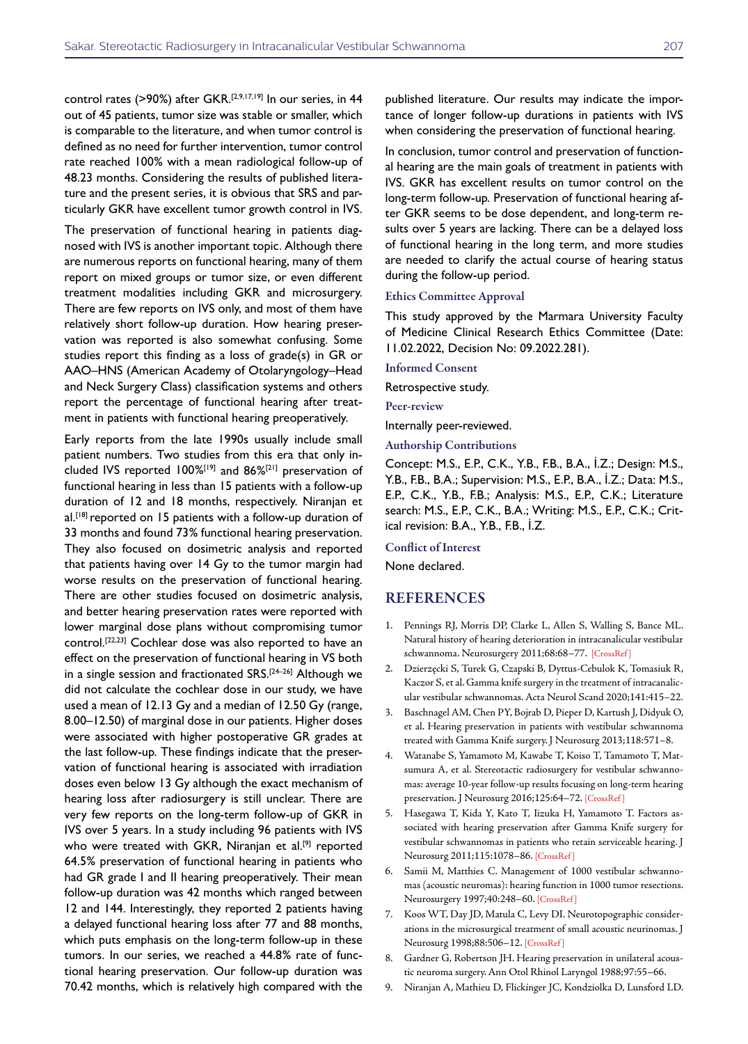control rates (>90%) after GKR.[2,9,17,19] In our series, in 44 out of 45 patients, tumor size was stable or smaller, which is comparable to the literature, and when tumor control is defined as no need for further intervention, tumor control rate reached 100% with a mean radiological follow-up of 48.23 months. Considering the results of published literature and the present series, it is obvious that SRS and particularly GKR have excellent tumor growth control in IVS.

The preservation of functional hearing in patients diagnosed with IVS is another important topic. Although there are numerous reports on functional hearing, many of them report on mixed groups or tumor size, or even different treatment modalities including GKR and microsurgery. There are few reports on IVS only, and most of them have relatively short follow-up duration. How hearing preservation was reported is also somewhat confusing. Some studies report this finding as a loss of grade(s) in GR or AAO–HNS (American Academy of Otolaryngology–Head and Neck Surgery Class) classification systems and others report the percentage of functional hearing after treatment in patients with functional hearing preoperatively.

Early reports from the late 1990s usually include small patient numbers. Two studies from this era that only included IVS reported 100%[19] and 86%[21] preservation of functional hearing in less than 15 patients with a follow-up duration of 12 and 18 months, respectively. Niranjan et al.[18] reported on 15 patients with a follow-up duration of 33 months and found 73% functional hearing preservation. They also focused on dosimetric analysis and reported that patients having over 14 Gy to the tumor margin had worse results on the preservation of functional hearing. There are other studies focused on dosimetric analysis, and better hearing preservation rates were reported with lower marginal dose plans without compromising tumor control.[22,23] Cochlear dose was also reported to have an effect on the preservation of functional hearing in VS both in a single session and fractionated SRS.[24–26] Although we did not calculate the cochlear dose in our study, we have used a mean of 12.13 Gy and a median of 12.50 Gy (range, 8.00–12.50) of marginal dose in our patients. Higher doses were associated with higher postoperative GR grades at the last follow-up. These findings indicate that the preservation of functional hearing is associated with irradiation doses even below 13 Gy although the exact mechanism of hearing loss after radiosurgery is still unclear. There are very few reports on the long-term follow-up of GKR in IVS over 5 years. In a study including 96 patients with IVS who were treated with GKR, Niranjan et al.[9] reported 64.5% preservation of functional hearing in patients who had GR grade I and II hearing preoperatively. Their mean follow-up duration was 42 months which ranged between 12 and 144. Interestingly, they reported 2 patients having a delayed functional hearing loss after 77 and 88 months, which puts emphasis on the long-term follow-up in these tumors. In our series, we reached a 44.8% rate of functional hearing preservation. Our follow-up duration was 70.42 months, which is relatively high compared with the published literature. Our results may indicate the importance of longer follow-up durations in patients with IVS when considering the preservation of functional hearing.

In conclusion, tumor control and preservation of functional hearing are the main goals of treatment in patients with IVS. GKR has excellent results on tumor control on the long-term follow-up. Preservation of functional hearing after GKR seems to be dose dependent, and long-term results over 5 years are lacking. There can be a delayed loss of functional hearing in the long term, and more studies are needed to clarify the actual course of hearing status during the follow-up period.

### Ethics Committee Approval

This study approved by the Marmara University Faculty of Medicine Clinical Research Ethics Committee (Date: 11.02.2022, Decision No: 09.2022.281).

### Informed Consent

Retrospective study.

### Peer-review

Internally peer-reviewed.

### Authorship Contributions

Concept: M.S., E.P., C.K., Y.B., F.B., B.A., İ.Z.; Design: M.S., Y.B., F.B., B.A.; Supervision: M.S., E.P., B.A., İ.Z.; Data: M.S., E.P., C.K., Y.B., F.B.; Analysis: M.S., E.P., C.K.; Literature search: M.S., E.P., C.K., B.A.; Writing: M.S., E.P., C.K.; Critical revision: B.A., Y.B., F.B., İ.Z.

### Conflict of Interest

None declared.

## REFERENCES

1. Pennings RJ, Morris DP, Clarke L, Allen S, Walling S, Bance ML. Natural history of hearing deterioration in intracanalicular vestibular schwannoma. Neurosurgery 2011;68:68–77. [CrossRef]
2. Dzierzęcki S, Turek G, Czapski B, Dyttus-Cebulok K, Tomasiuk R, Kaczor S, et al. Gamma knife surgery in the treatment of intracanalicular vestibular schwannomas. Acta Neurol Scand 2020;141:415–22.
3. Baschnagel AM, Chen PY, Bojrab D, Pieper D, Kartush J, Didyuk O, et al. Hearing preservation in patients with vestibular schwannoma treated with Gamma Knife surgery. J Neurosurg 2013;118:571–8.
4. Watanabe S, Yamamoto M, Kawabe T, Koiso T, Tamamoto T, Matsumura A, et al. Stereotactic radiosurgery for vestibular schwannomas: average 10-year follow-up results focusing on long-term hearing preservation. J Neurosurg 2016;125:64–72. [CrossRef]
5. Hasegawa T, Kida Y, Kato T, Iizuka H, Yamamoto T. Factors associated with hearing preservation after Gamma Knife surgery for vestibular schwannomas in patients who retain serviceable hearing. J Neurosurg 2011;115:1078–86. [CrossRef]
6. Samii M, Matthies C. Management of 1000 vestibular schwannomas (acoustic neuromas): hearing function in 1000 tumor resections. Neurosurgery 1997;40:248–60. [CrossRef]
7. Koos WT, Day JD, Matula C, Levy DI. Neurotopographic considerations in the microsurgical treatment of small acoustic neurinomas. J Neurosurg 1998;88:506–12. [CrossRef]
8. Gardner G, Robertson JH. Hearing preservation in unilateral acoustic neuroma surgery. Ann Otol Rhinol Laryngol 1988;97:55–66.
9. Niranjan A, Mathieu D, Flickinger JC, Kondziolka D, Lunsford LD.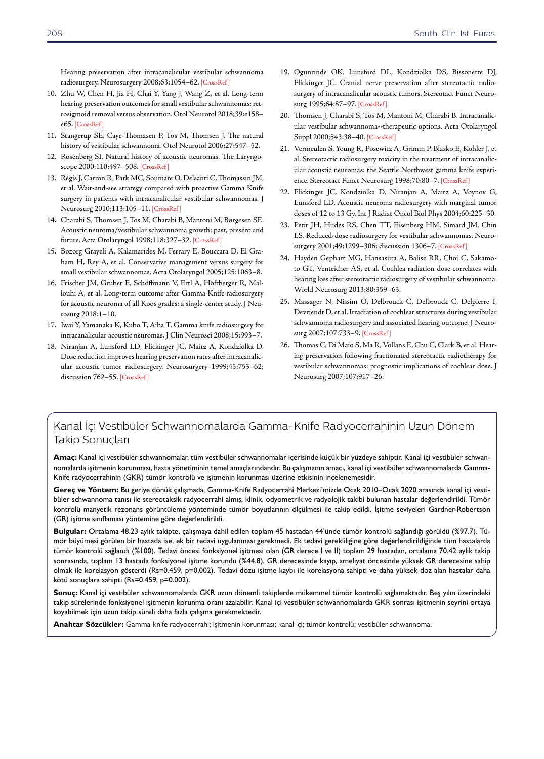Hearing preservation after intracanalicular vestibular schwannoma radiosurgery. Neurosurgery 2008;63:1054–62. [CrossRef]

10. Zhu W, Chen H, Jia H, Chai Y, Yang J, Wang Z, et al. Long-term hearing preservation outcomes for small vestibular schwannomas: retrosigmoid removal versus observation. Otol Neurotol 2018;39:e158–e65. [CrossRef]
11. Stangerup SE, Caye-Thomasen P, Tos M, Thomsen J. The natural history of vestibular schwannoma. Otol Neurotol 2006;27:547–52.
12. Rosenberg SI. Natural history of acoustic neuromas. The Laryngoscope 2000;110:497–508. [CrossRef]
13. Régis J, Carron R, Park MC, Soumare O, Delsanti C, Thomassin JM, et al. Wait-and-see strategy compared with proactive Gamma Knife surgery in patients with intracanalicular vestibular schwannomas. J Neurosurg 2010;113:105–11. [CrossRef]
14. Charabi S, Thomsen J, Tos M, Charabi B, Mantoni M, Børgesen SE. Acoustic neuroma/vestibular schwannoma growth: past, present and future. Acta Otolaryngol 1998;118:327–32. [CrossRef]
15. Bozorg Grayeli A, Kalamarides M, Ferrary E, Bouccara D, El Gharam H, Rey A, et al. Conservative management versus surgery for small vestibular schwannomas. Acta Otolaryngol 2005;125:1063–8.
16. Frischer JM, Gruber E, Schöffmann V, Ertl A, Höftberger R, Mallouhi A, et al. Long-term outcome after Gamma Knife radiosurgery for acoustic neuroma of all Koos grades: a single-center study. J Neurosurg 2018:1–10.
17. Iwai Y, Yamanaka K, Kubo T, Aiba T. Gamma knife radiosurgery for intracanalicular acoustic neuromas. J Clin Neurosci 2008;15:993–7.
18. Niranjan A, Lunsford LD, Flickinger JC, Maitz A, Kondziolka D. Dose reduction improves hearing preservation rates after intracanalicular acoustic tumor radiosurgery. Neurosurgery 1999;45:753–62; discussion 762–55. [CrossRef]
19. Ogunrinde OK, Lunsford DL, Kondziolka DS, Bissonette DJ, Flickinger JC. Cranial nerve preservation after stereotactic radiosurgery of intracanalicular acoustic tumors. Stereotact Funct Neurosurg 1995;64:87–97. [CrossRef]
20. Thomsen J, Charabi S, Tos M, Mantoni M, Charabi B. Intracanalicular vestibular schwannoma--therapeutic options. Acta Otolaryngol Suppl 2000;543:38–40. [CrossRef]
21. Vermeulen S, Young R, Posewitz A, Grimm P, Blasko E, Kohler J, et al. Stereotactic radiosurgery toxicity in the treatment of intracanalicular acoustic neuromas: the Seattle Northwest gamma knife experience. Stereotact Funct Neurosurg 1998;70:80–7. [CrossRef]
22. Flickinger JC, Kondziolka D, Niranjan A, Maitz A, Voynov G, Lunsford LD. Acoustic neuroma radiosurgery with marginal tumor doses of 12 to 13 Gy. Int J Radiat Oncol Biol Phys 2004;60:225–30.
23. Petit JH, Hudes RS, Chen TT, Eisenberg HM, Simard JM, Chin LS. Reduced-dose radiosurgery for vestibular schwannomas. Neurosurgery 2001;49:1299–306; discussion 1306–7. [CrossRef]
24. Hayden Gephart MG, Hansasuta A, Balise RR, Choi C, Sakamoto GT, Venteicher AS, et al. Cochlea radiation dose correlates with hearing loss after stereotactic radiosurgery of vestibular schwannoma. World Neurosurg 2013;80:359–63.
25. Massager N, Nissim O, Delbrouck C, Delbrouck C, Delpierre I, Devriendt D, et al. Irradiation of cochlear structures during vestibular schwannoma radiosurgery and associated hearing outcome. J Neurosurg 2007;107:733–9. [CrossRef]
26. Thomas C, Di Maio S, Ma R, Vollans E, Chu C, Clark B, et al. Hearing preservation following fractionated stereotactic radiotherapy for vestibular schwannomas: prognostic implications of cochlear dose. J Neurosurg 2007;107:917–26.

## Kanal İçi Vestibüler Schwannomalarda Gamma-Knife Radyocerrahinin Uzun Dönem Takip Sonuçları

**Amaç:** Kanal içi vestibüler schwannomalar, tüm vestibüler schwannomalar içerisinde küçük bir yüzdeye sahiptir. Kanal içi vestibüler schwannomalarda işitmenin korunması, hasta yönetiminin temel amaçlarındandır. Bu çalışmanın amacı, kanal içi vestibüler schwannomalarda Gamma-Knife radyocerrahinin (GKR) tümör kontrolü ve işitmenin korunması üzerine etkisinin incelenemesidir.

**Gereç ve Yöntem:** Bu geriye dönük çalışmada, Gamma-Knife Radyocerrahi Merkezi'mizde Ocak 2010–Ocak 2020 arasında kanal içi vestibüler schwannoma tanısı ile stereotaksik radyocerrahi almış, klinik, odyometrik ve radyolojik takibi bulunan hastalar değerlendirildi. Tümör kontrolü manyetik rezonans görüntüleme yönteminde tümör boyutlarının ölçülmesi ile takip edildi. İşitme seviyeleri Gardner-Robertson (GR) işitme sınıflaması yöntemine göre değerlendirildi.

**Bulgular:** Ortalama 48.23 aylık takipte, çalışmaya dahil edilen toplam 45 hastadan 44'ünde tümör kontrolü sağlandığı görüldü (%97.7). Tümör büyümesi görülen bir hastada ise, ek bir tedavi uygulanması gerekmedi. Ek tedavi gerekliliğine göre değerlendirildiğinde tüm hastalarda tümör kontrolü sağlandı (%100). Tedavi öncesi fonksiyonel işitmesi olan (GR derece I ve II) toplam 29 hastadan, ortalama 70.42 aylık takip sonrasında, toplam 13 hastada fonksiyonel işitme korundu (%44.8). GR derecesinde kayıp, ameliyat öncesinde yüksek GR derecesine sahip olmak ile korelasyon gösterdi (Rs=0.459, p=0.002). Tedavi dozu işitme kaybı ile korelasyona sahipti ve daha yüksek doz alan hastalar daha kötü sonuçlara sahipti (Rs=0.459, p=0.002).

**Sonuç:** Kanal içi vestibüler schwannomalarda GKR uzun dönemli takiplerde mükemmel tümör kontrolü sağlamaktadır. Beş yılın üzerindeki takip sürelerinde fonksiyonel işitmenin korunma oranı azalabilir. Kanal içi vestibüler schwannomalarda GKR sonrası işitmenin seyrini ortaya koyabilmek için uzun takip süreli daha fazla çalışma gerekmektedir.

**Anahtar Sözcükler:** Gamma-knife radyocerrahi; işitmenin korunması; kanal içi; tümör kontrolü; vestibüler schwannoma.